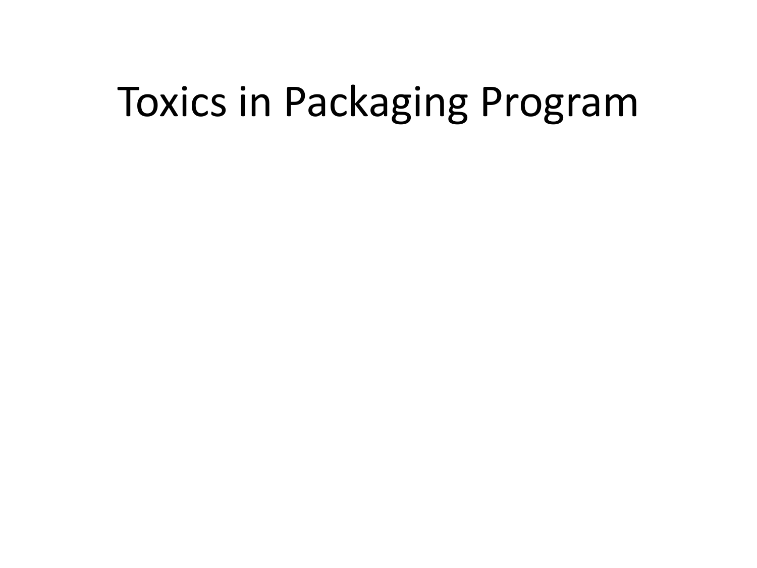# Toxics in Packaging Program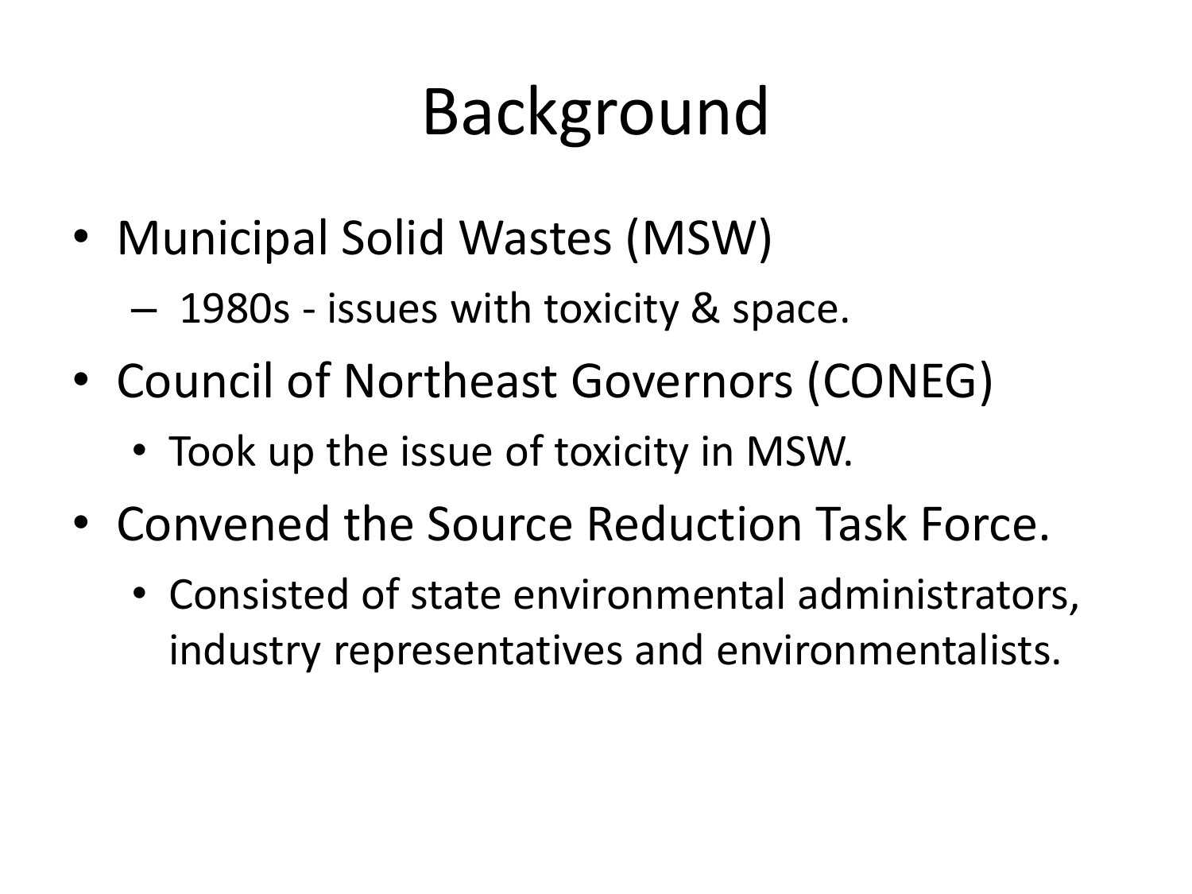# Background

- Municipal Solid Wastes (MSW)
  - 1980s - issues with toxicity & space.
- Council of Northeast Governors (CONEG)
  - Took up the issue of toxicity in MSW.
- Convened the Source Reduction Task Force.
  - Consisted of state environmental administrators, industry representatives and environmentalists.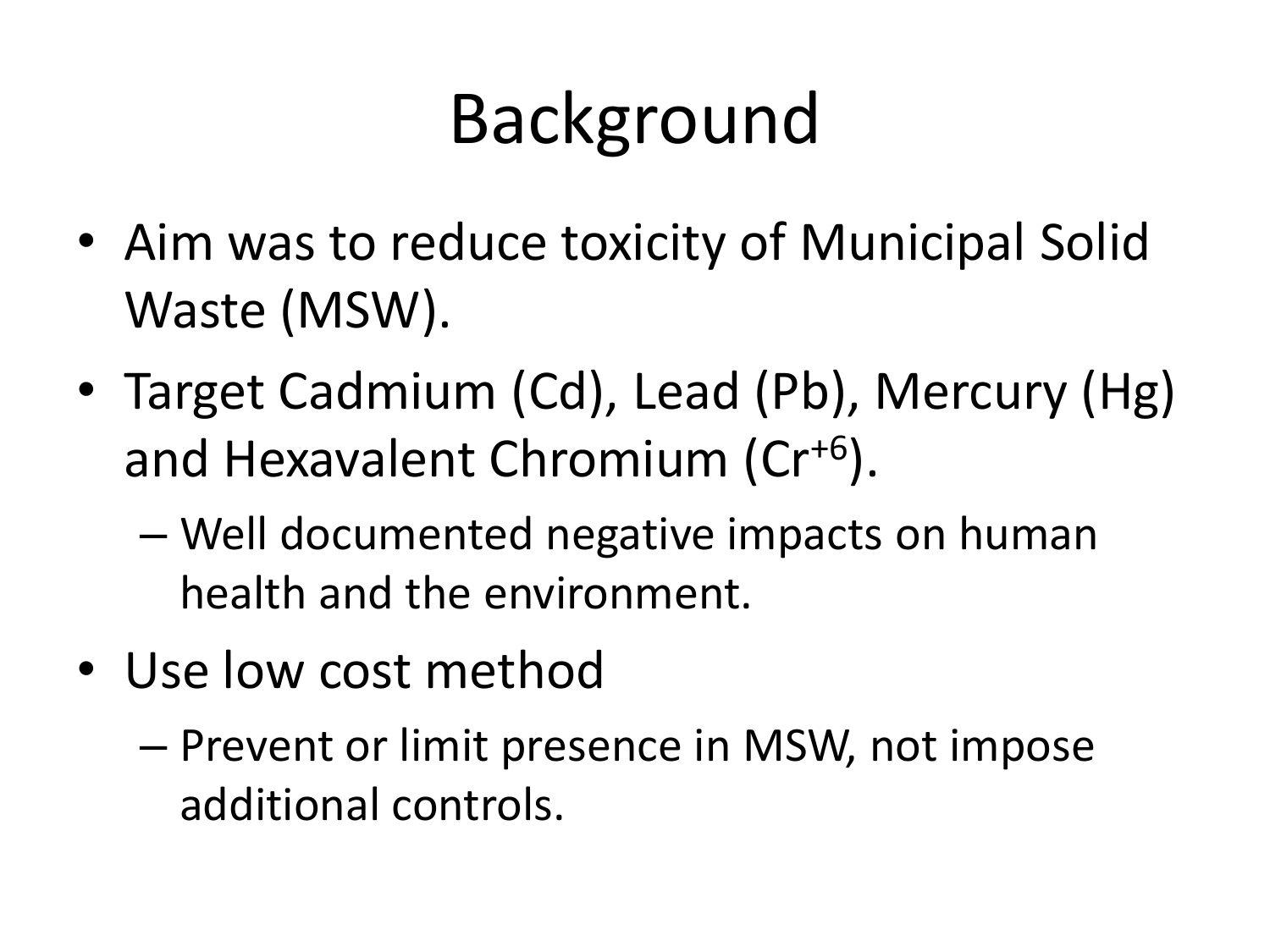# Background

- Aim was to reduce toxicity of Municipal Solid Waste (MSW).
- Target Cadmium (Cd), Lead (Pb), Mercury (Hg) and Hexavalent Chromium ($Cr^{+6}$).
  - Well documented negative impacts on human health and the environment.
- Use low cost method
  - Prevent or limit presence in MSW, not impose additional controls.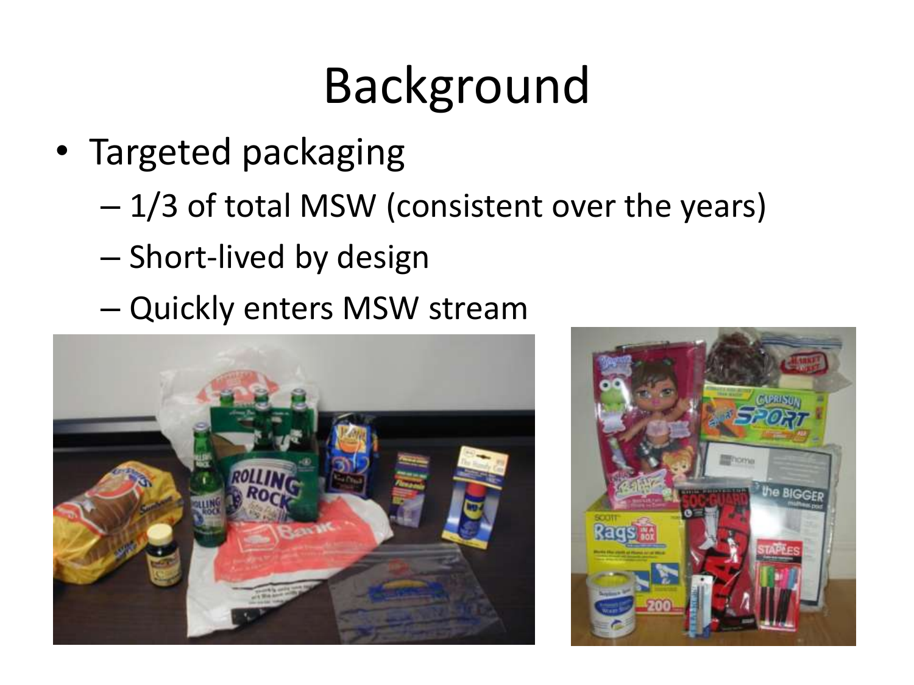# Background

- Targeted packaging
  - 1/3 of total MSW (consistent over the years)
  - Short-lived by design
  - Quickly enters MSW stream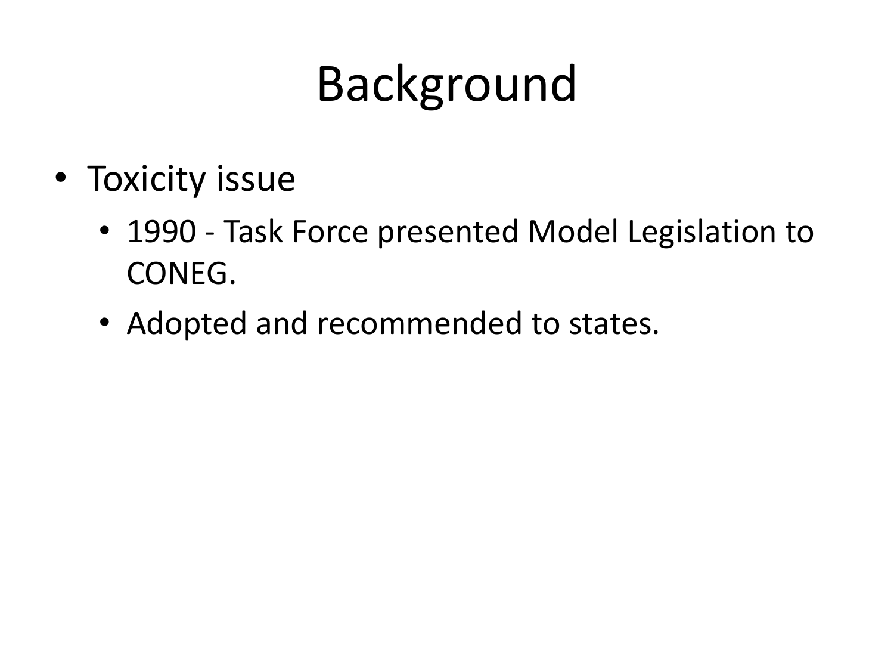# Background

- Toxicity issue
  - 1990 - Task Force presented Model Legislation to CONEG.
  - Adopted and recommended to states.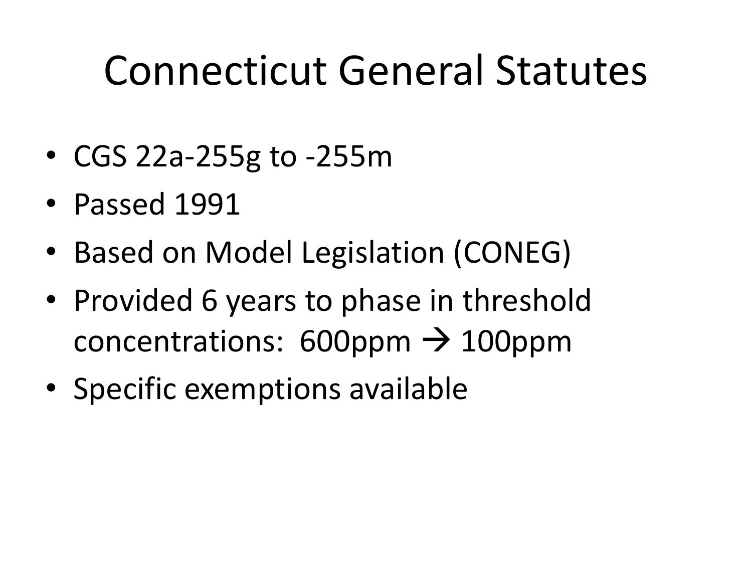# Connecticut General Statutes

- CGS 22a-255g to -255m
- Passed 1991
- Based on Model Legislation (CONEG)
- Provided 6 years to phase in threshold concentrations: 600ppm → 100ppm
- Specific exemptions available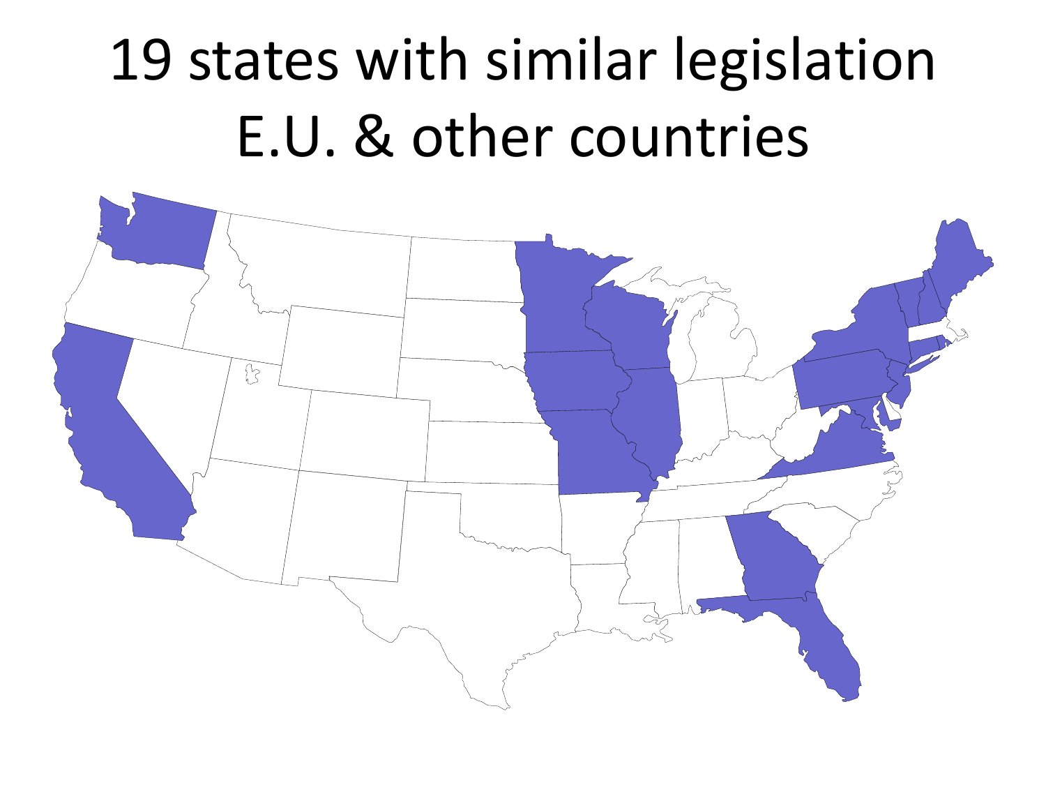# 19 states with similar legislation E.U. & other countries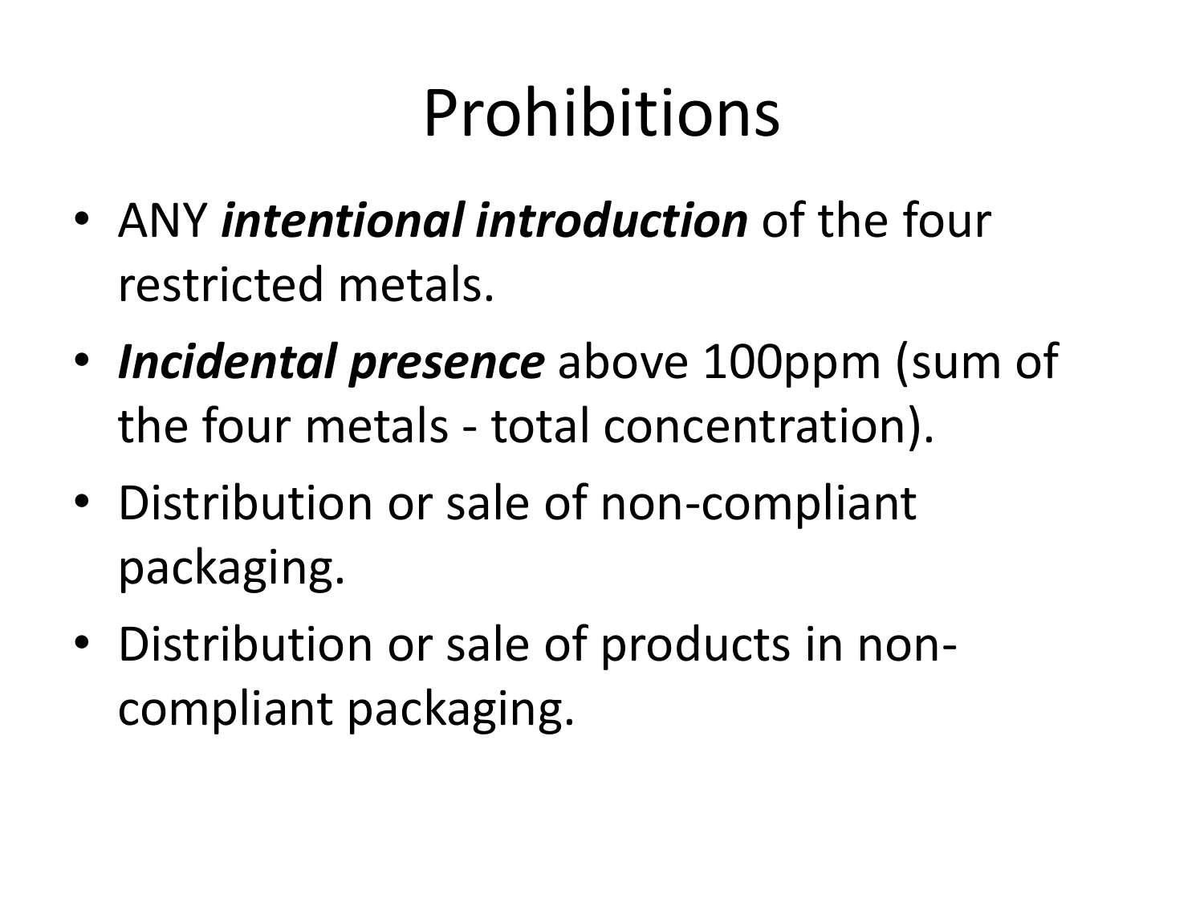# Prohibitions

- ANY ***intentional introduction*** of the four restricted metals.
- ***Incidental presence*** above 100ppm (sum of the four metals - total concentration).
- Distribution or sale of non-compliant packaging.
- Distribution or sale of products in non-compliant packaging.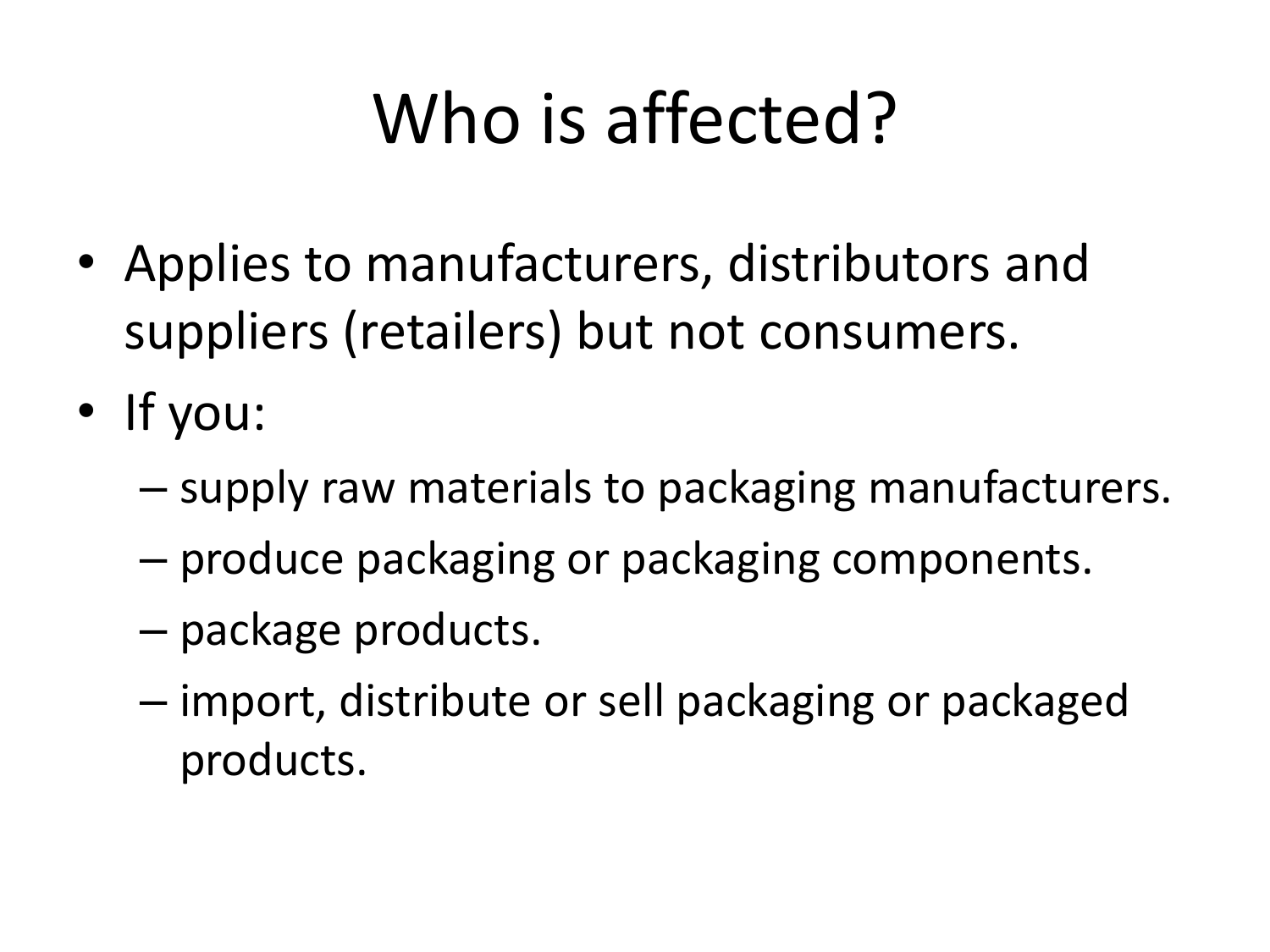# Who is affected?

- Applies to manufacturers, distributors and suppliers (retailers) but not consumers.
- If you:
  - supply raw materials to packaging manufacturers.
  - produce packaging or packaging components.
  - package products.
  - import, distribute or sell packaging or packaged products.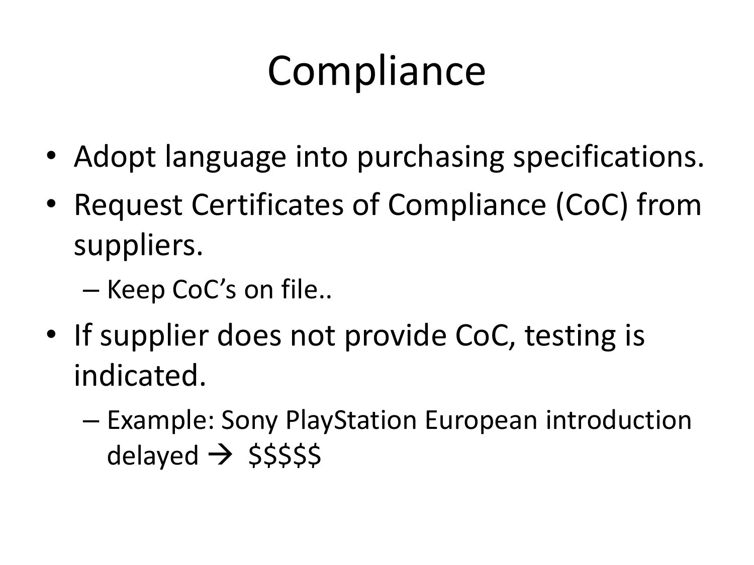# Compliance

- Adopt language into purchasing specifications.
- Request Certificates of Compliance (CoC) from suppliers.
  - Keep CoC's on file..
- If supplier does not provide CoC, testing is indicated.
  - Example: Sony PlayStation European introduction delayed → $$$$$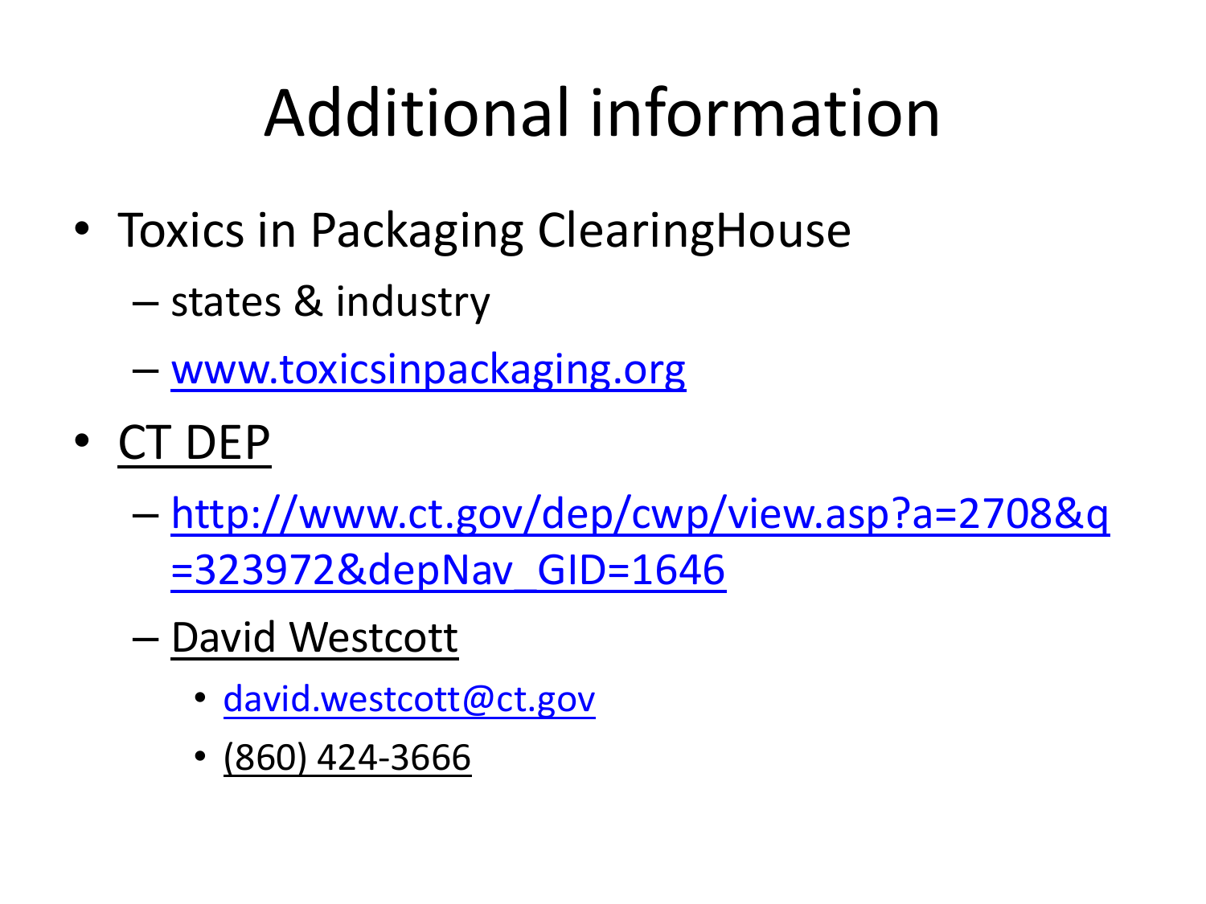# Additional information

- Toxics in Packaging ClearingHouse
  - states & industry
  - www.toxicsinpackaging.org
- CT DEP
  - http://www.ct.gov/dep/cwp/view.asp?a=2708&q=323972&depNav_GID=1646
  - David Westcott
    - david.westcott@ct.gov
    - (860) 424-3666